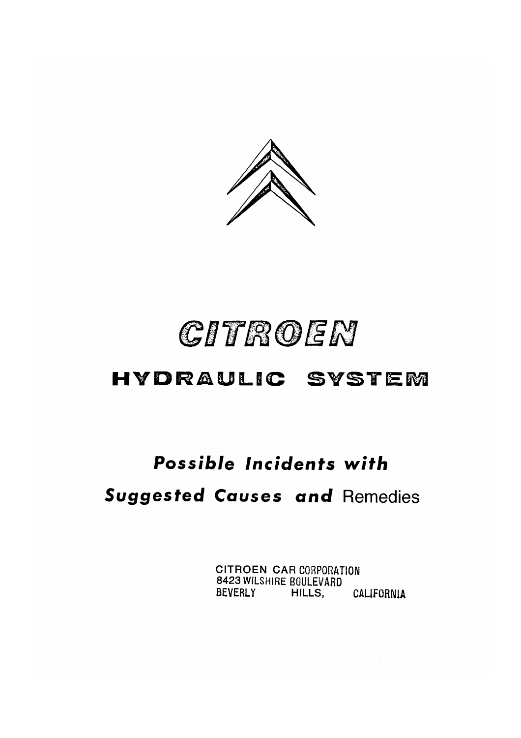# CITROEN

## HYDRAULIC SYSTEM

### *Possible Incidents with Suggested Causes and* Remedies

CITROEN CAR CORPORATION
8423 WILSHIRE BOULEVARD
BEVERLY HILLS, CALIFORNIA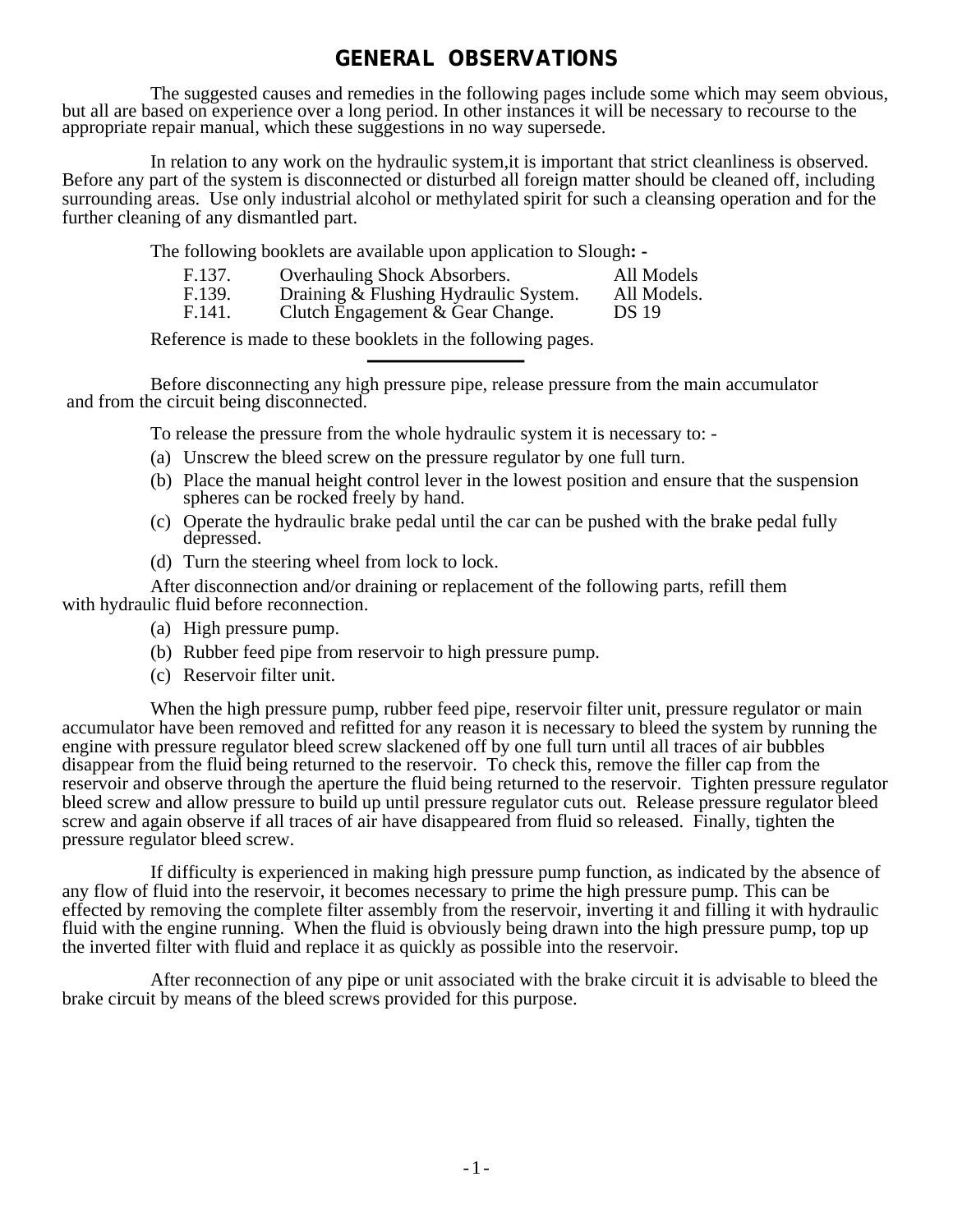# GENERAL OBSERVATIONS

The suggested causes and remedies in the following pages include some which may seem obvious, but all are based on experience over a long period. In other instances it will be necessary to recourse to the appropriate repair manual, which these suggestions in no way supersede.

In relation to any work on the hydraulic system,it is important that strict cleanliness is observed. Before any part of the system is disconnected or disturbed all foreign matter should be cleaned off, including surrounding areas. Use only industrial alcohol or methylated spirit for such a cleansing operation and for the further cleaning of any dismantled part.

The following booklets are available upon application to Slough**: -**

| | | |
|---|---|---|
| F.137. | Overhauling Shock Absorbers. | All Models |
| F.139. | Draining & Flushing Hydraulic System. | All Models. |
| F.141. | Clutch Engagement & Gear Change. | DS 19 |

Reference is made to these booklets in the following pages.

---

Before disconnecting any high pressure pipe, release pressure from the main accumulator and from the circuit being disconnected.

To release the pressure from the whole hydraulic system it is necessary to: -

(a) Unscrew the bleed screw on the pressure regulator by one full turn.

(b) Place the manual height control lever in the lowest position and ensure that the suspension spheres can be rocked freely by hand.

(c) Operate the hydraulic brake pedal until the car can be pushed with the brake pedal fully depressed.

(d) Turn the steering wheel from lock to lock.

After disconnection and/or draining or replacement of the following parts, refill them with hydraulic fluid before reconnection.

(a) High pressure pump.

(b) Rubber feed pipe from reservoir to high pressure pump.

(c) Reservoir filter unit.

When the high pressure pump, rubber feed pipe, reservoir filter unit, pressure regulator or main accumulator have been removed and refitted for any reason it is necessary to bleed the system by running the engine with pressure regulator bleed screw slackened off by one full turn until all traces of air bubbles disappear from the fluid being returned to the reservoir. To check this, remove the filler cap from the reservoir and observe through the aperture the fluid being returned to the reservoir. Tighten pressure regulator bleed screw and allow pressure to build up until pressure regulator cuts out. Release pressure regulator bleed screw and again observe if all traces of air have disappeared from fluid so released. Finally, tighten the pressure regulator bleed screw.

If difficulty is experienced in making high pressure pump function, as indicated by the absence of any flow of fluid into the reservoir, it becomes necessary to prime the high pressure pump. This can be effected by removing the complete filter assembly from the reservoir, inverting it and filling it with hydraulic fluid with the engine running. When the fluid is obviously being drawn into the high pressure pump, top up the inverted filter with fluid and replace it as quickly as possible into the reservoir.

After reconnection of any pipe or unit associated with the brake circuit it is advisable to bleed the brake circuit by means of the bleed screws provided for this purpose.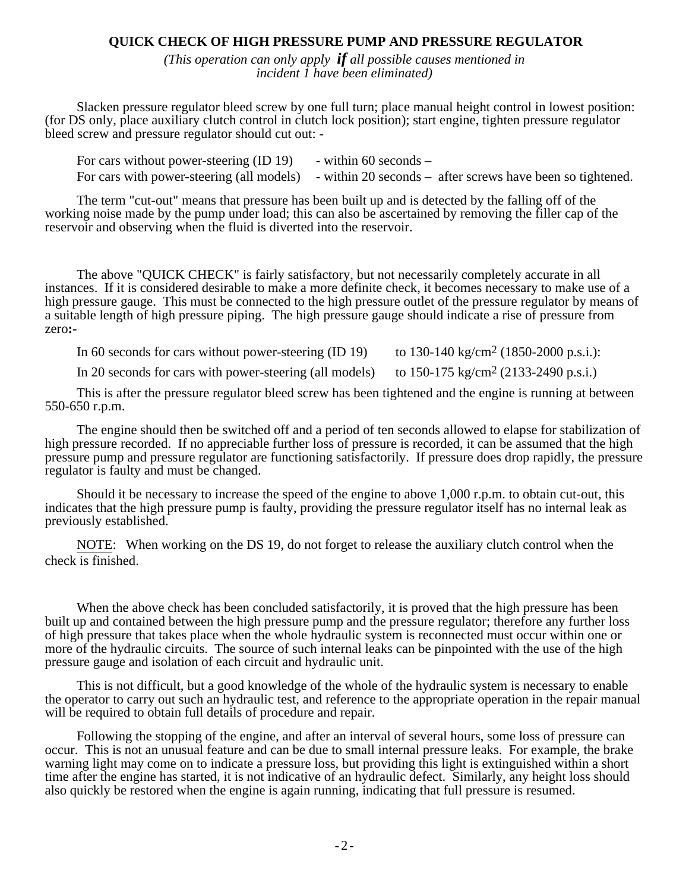## QUICK CHECK OF HIGH PRESSURE PUMP AND PRESSURE REGULATOR

*(This operation can only apply **if** all possible causes mentioned in incident 1 have been eliminated)*

Slacken pressure regulator bleed screw by one full turn; place manual height control in lowest position: (for DS only, place auxiliary clutch control in clutch lock position); start engine, tighten pressure regulator bleed screw and pressure regulator should cut out: -

For cars without power-steering (ID 19) - within 60 seconds –
For cars with power-steering (all models) - within 20 seconds – after screws have been so tightened.

The term "cut-out" means that pressure has been built up and is detected by the falling off of the working noise made by the pump under load; this can also be ascertained by removing the filler cap of the reservoir and observing when the fluid is diverted into the reservoir.

The above "QUICK CHECK" is fairly satisfactory, but not necessarily completely accurate in all instances. If it is considered desirable to make a more definite check, it becomes necessary to make use of a high pressure gauge. This must be connected to the high pressure outlet of the pressure regulator by means of a suitable length of high pressure piping. The high pressure gauge should indicate a rise of pressure from zero**:-**

In 60 seconds for cars without power-steering (ID 19) to 130-140 kg/cm$^2$ (1850-2000 p.s.i.):

In 20 seconds for cars with power-steering (all models) to 150-175 kg/cm$^2$ (2133-2490 p.s.i.)

This is after the pressure regulator bleed screw has been tightened and the engine is running at between 550-650 r.p.m.

The engine should then be switched off and a period of ten seconds allowed to elapse for stabilization of high pressure recorded. If no appreciable further loss of pressure is recorded, it can be assumed that the high pressure pump and pressure regulator are functioning satisfactorily. If pressure does drop rapidly, the pressure regulator is faulty and must be changed.

Should it be necessary to increase the speed of the engine to above 1,000 r.p.m. to obtain cut-out, this indicates that the high pressure pump is faulty, providing the pressure regulator itself has no internal leak as previously established.

NOTE: When working on the DS 19, do not forget to release the auxiliary clutch control when the check is finished.

When the above check has been concluded satisfactorily, it is proved that the high pressure has been built up and contained between the high pressure pump and the pressure regulator; therefore any further loss of high pressure that takes place when the whole hydraulic system is reconnected must occur within one or more of the hydraulic circuits. The source of such internal leaks can be pinpointed with the use of the high pressure gauge and isolation of each circuit and hydraulic unit.

This is not difficult, but a good knowledge of the whole of the hydraulic system is necessary to enable the operator to carry out such an hydraulic test, and reference to the appropriate operation in the repair manual will be required to obtain full details of procedure and repair.

Following the stopping of the engine, and after an interval of several hours, some loss of pressure can occur. This is not an unusual feature and can be due to small internal pressure leaks. For example, the brake warning light may come on to indicate a pressure loss, but providing this light is extinguished within a short time after the engine has started, it is not indicative of an hydraulic defect. Similarly, any height loss should also quickly be restored when the engine is again running, indicating that full pressure is resumed.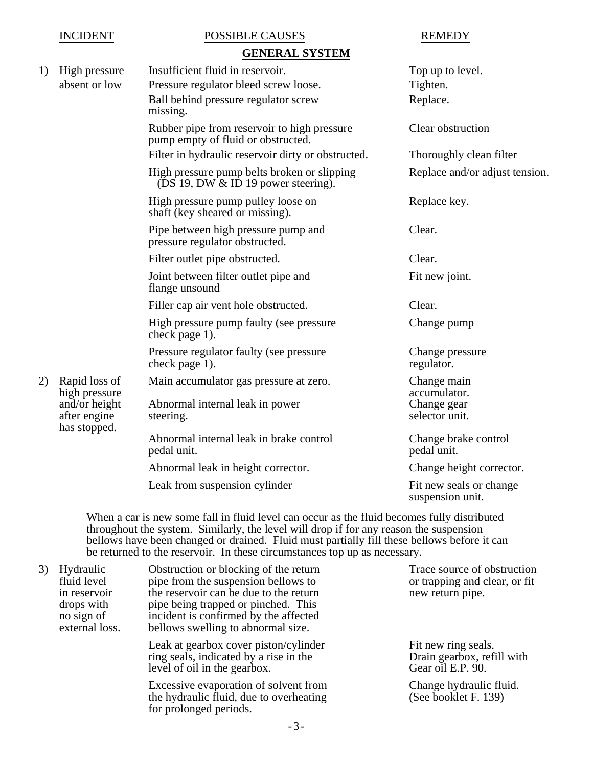| INCIDENT | POSSIBLE CAUSES | REMEDY |
|---|---|---|
| | **GENERAL SYSTEM** | |
| 1) High pressure absent or low | Insufficient fluid in reservoir. | Top up to level. |
| | Pressure regulator bleed screw loose. | Tighten. |
| | Ball behind pressure regulator screw missing. | Replace. |
| | Rubber pipe from reservoir to high pressure pump empty of fluid or obstructed. | Clear obstruction |
| | Filter in hydraulic reservoir dirty or obstructed. | Thoroughly clean filter |
| | High pressure pump belts broken or slipping (DS 19, DW & ID 19 power steering). | Replace and/or adjust tension. |
| | High pressure pump pulley loose on shaft (key sheared or missing). | Replace key. |
| | Pipe between high pressure pump and pressure regulator obstructed. | Clear. |
| | Filter outlet pipe obstructed. | Clear. |
| | Joint between filter outlet pipe and flange unsound | Fit new joint. |
| | Filler cap air vent hole obstructed. | Clear. |
| | High pressure pump faulty (see pressure check page 1). | Change pump |
| | Pressure regulator faulty (see pressure check page 1). | Change pressure regulator. |
| 2) Rapid loss of high pressure and/or height after engine has stopped. | Main accumulator gas pressure at zero. | Change main accumulator. |
| | Abnormal internal leak in power steering. | Change gear selector unit. |
| | Abnormal internal leak in brake control pedal unit. | Change brake control pedal unit. |
| | Abnormal leak in height corrector. | Change height corrector. |
| | Leak from suspension cylinder | Fit new seals or change suspension unit. |

When a car is new some fall in fluid level can occur as the fluid becomes fully distributed throughout the system. Similarly, the level will drop if for any reason the suspension bellows have been changed or drained. Fluid must partially fill these bellows before it can be returned to the reservoir. In these circumstances top up as necessary.

| INCIDENT | POSSIBLE CAUSES | REMEDY |
|---|---|---|
| 3) Hydraulic fluid level in reservoir drops with no sign of external loss. | Obstruction or blocking of the return pipe from the suspension bellows to the reservoir can be due to the return pipe being trapped or pinched. This incident is confirmed by the affected bellows swelling to abnormal size. | Trace source of obstruction or trapping and clear, or fit new return pipe. |
| | Leak at gearbox cover piston/cylinder ring seals, indicated by a rise in the level of oil in the gearbox. | Fit new ring seals. Drain gearbox, refill with Gear oil E.P. 90. |
| | Excessive evaporation of solvent from the hydraulic fluid, due to overheating for prolonged periods. | Change hydraulic fluid. (See booklet F. 139) |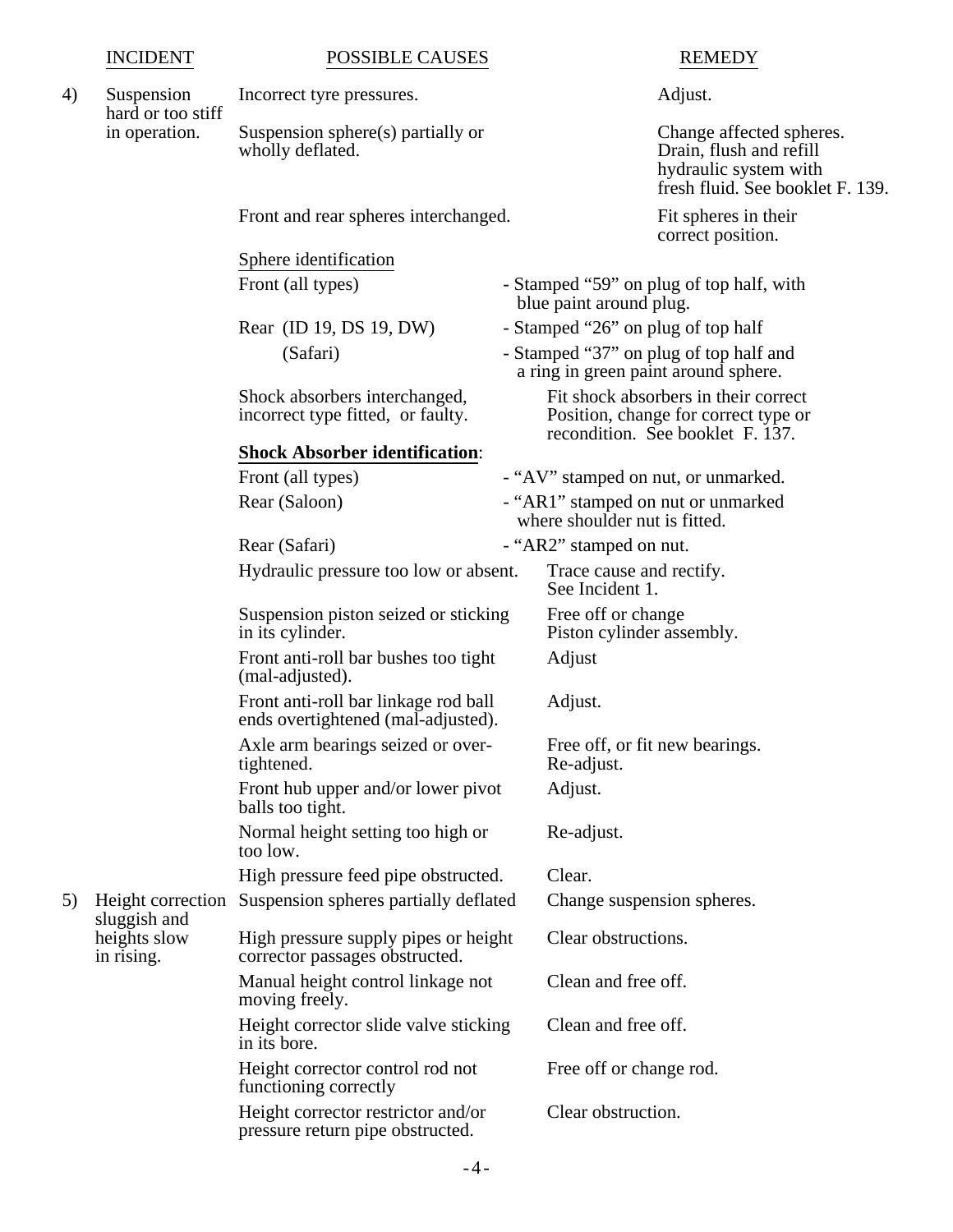| | INCIDENT | POSSIBLE CAUSES | REMEDY |
|---|---|---|---|
| 4) | Suspension hard or too stiff in operation. | Incorrect tyre pressures. | Adjust. |
| | | Suspension sphere(s) partially or wholly deflated. | Change affected spheres. Drain, flush and refill hydraulic system with fresh fluid. See booklet F. 139. |
| | | Front and rear spheres interchanged. | Fit spheres in their correct position. |
| | | Sphere identification | |
| | | Front (all types) | - Stamped "59" on plug of top half, with blue paint around plug. |
| | | Rear (ID 19, DS 19, DW) | - Stamped "26" on plug of top half |
| | | (Safari) | - Stamped "37" on plug of top half and a ring in green paint around sphere. |
| | | Shock absorbers interchanged, incorrect type fitted, or faulty. | Fit shock absorbers in their correct Position, change for correct type or recondition. See booklet F. 137. |
| | | **Shock Absorber identification**: | |
| | | Front (all types) | - "AV" stamped on nut, or unmarked. |
| | | Rear (Saloon) | - "AR1" stamped on nut or unmarked where shoulder nut is fitted. |
| | | Rear (Safari) | - "AR2" stamped on nut. |
| | | Hydraulic pressure too low or absent. | Trace cause and rectify. See Incident 1. |
| | | Suspension piston seized or sticking in its cylinder. | Free off or change Piston cylinder assembly. |
| | | Front anti-roll bar bushes too tight (mal-adjusted). | Adjust |
| | | Front anti-roll bar linkage rod ball ends overtightened (mal-adjusted). | Adjust. |
| | | Axle arm bearings seized or over-tightened. | Free off, or fit new bearings. Re-adjust. |
| | | Front hub upper and/or lower pivot balls too tight. | Adjust. |
| | | Normal height setting too high or too low. | Re-adjust. |
| | | High pressure feed pipe obstructed. | Clear. |
| 5) | Height correction sluggish and heights slow in rising. | Suspension spheres partially deflated | Change suspension spheres. |
| | | High pressure supply pipes or height corrector passages obstructed. | Clear obstructions. |
| | | Manual height control linkage not moving freely. | Clean and free off. |
| | | Height corrector slide valve sticking in its bore. | Clean and free off. |
| | | Height corrector control rod not functioning correctly | Free off or change rod. |
| | | Height corrector restrictor and/or pressure return pipe obstructed. | Clear obstruction. |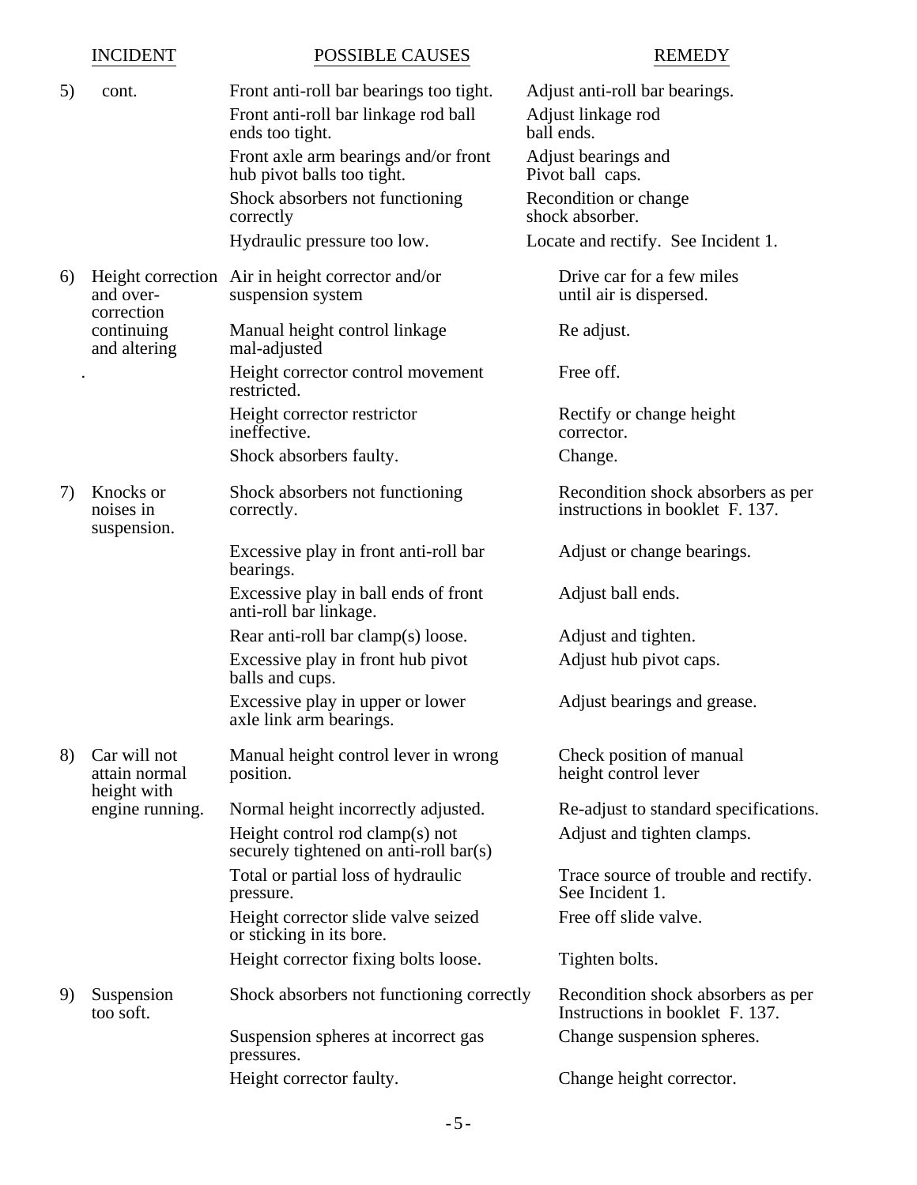| | INCIDENT | POSSIBLE CAUSES | REMEDY |
|---|---|---|---|
| 5) | cont. | Front anti-roll bar bearings too tight. | Adjust anti-roll bar bearings. |
| | | Front anti-roll bar linkage rod ball ends too tight. | Adjust linkage rod ball ends. |
| | | Front axle arm bearings and/or front hub pivot balls too tight. | Adjust bearings and Pivot ball caps. |
| | | Shock absorbers not functioning correctly | Recondition or change shock absorber. |
| | | Hydraulic pressure too low. | Locate and rectify. See Incident 1. |
| 6) | Height correction and over-correction continuing and altering | Air in height corrector and/or suspension system | Drive car for a few miles until air is dispersed. |
| | | Manual height control linkage mal-adjusted | Re adjust. |
| | . | Height corrector control movement restricted. | Free off. |
| | | Height corrector restrictor ineffective. | Rectify or change height corrector. |
| | | Shock absorbers faulty. | Change. |
| 7) | Knocks or noises in suspension. | Shock absorbers not functioning correctly. | Recondition shock absorbers as per instructions in booklet F. 137. |
| | | Excessive play in front anti-roll bar bearings. | Adjust or change bearings. |
| | | Excessive play in ball ends of front anti-roll bar linkage. | Adjust ball ends. |
| | | Rear anti-roll bar clamp(s) loose. | Adjust and tighten. |
| | | Excessive play in front hub pivot balls and cups. | Adjust hub pivot caps. |
| | | Excessive play in upper or lower axle link arm bearings. | Adjust bearings and grease. |
| 8) | Car will not attain normal height with engine running. | Manual height control lever in wrong position. | Check position of manual height control lever |
| | | Normal height incorrectly adjusted. | Re-adjust to standard specifications. |
| | | Height control rod clamp(s) not securely tightened on anti-roll bar(s) | Adjust and tighten clamps. |
| | | Total or partial loss of hydraulic pressure. | Trace source of trouble and rectify. See Incident 1. |
| | | Height corrector slide valve seized or sticking in its bore. | Free off slide valve. |
| | | Height corrector fixing bolts loose. | Tighten bolts. |
| 9) | Suspension too soft. | Shock absorbers not functioning correctly | Recondition shock absorbers as per Instructions in booklet F. 137. |
| | | Suspension spheres at incorrect gas pressures. | Change suspension spheres. |
| | | Height corrector faulty. | Change height corrector. |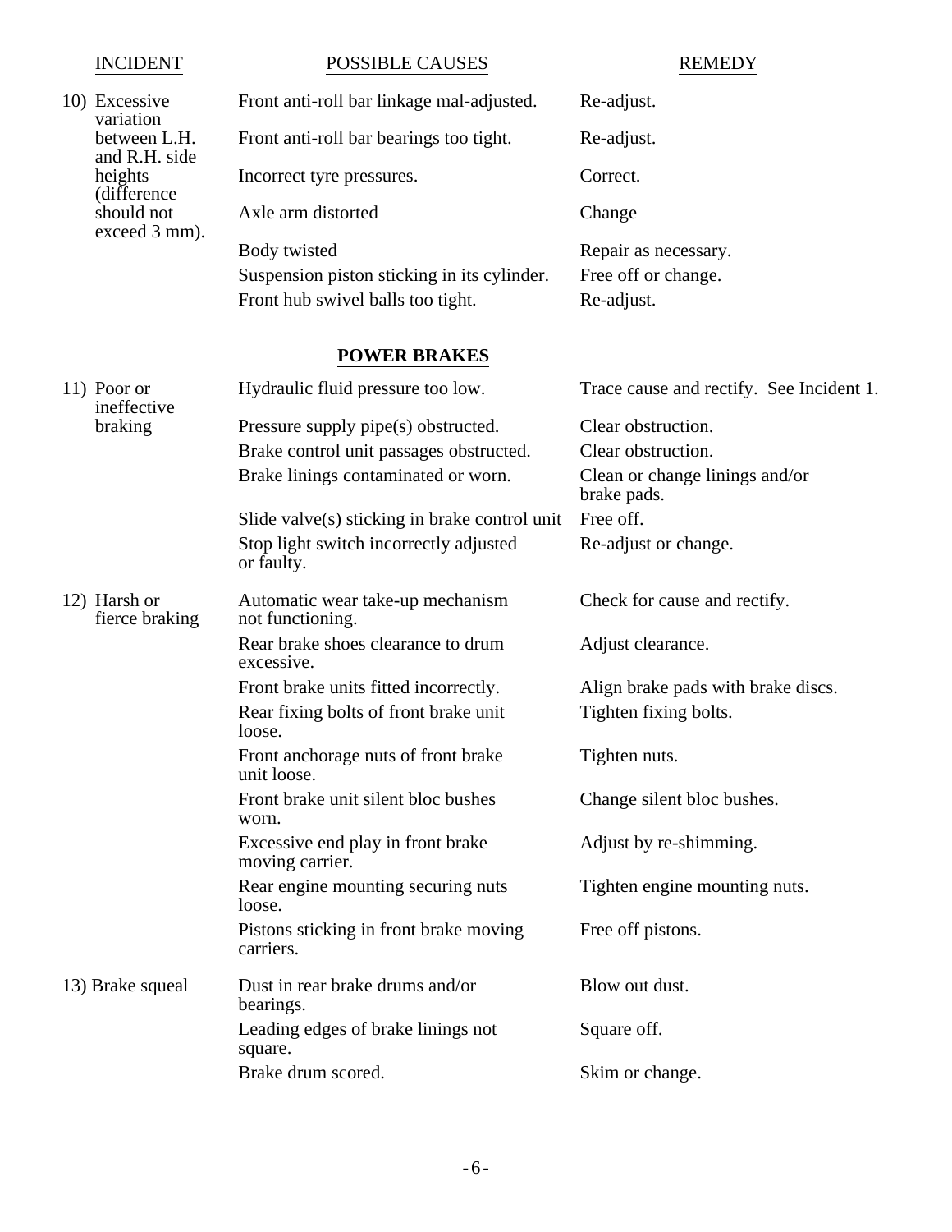| INCIDENT | POSSIBLE CAUSES | REMEDY |
|---|---|---|
| 10) Excessive variation between L.H. and R.H. side heights (difference should not exceed 3 mm). | Front anti-roll bar linkage mal-adjusted. | Re-adjust. |
| | Front anti-roll bar bearings too tight. | Re-adjust. |
| | Incorrect tyre pressures. | Correct. |
| | Axle arm distorted | Change |
| | Body twisted | Repair as necessary. |
| | Suspension piston sticking in its cylinder. | Free off or change. |
| | Front hub swivel balls too tight. | Re-adjust. |

## POWER BRAKES

| INCIDENT | POSSIBLE CAUSES | REMEDY |
|---|---|---|
| 11) Poor or ineffective braking | Hydraulic fluid pressure too low. | Trace cause and rectify. See Incident 1. |
| | Pressure supply pipe(s) obstructed. | Clear obstruction. |
| | Brake control unit passages obstructed. | Clear obstruction. |
| | Brake linings contaminated or worn. | Clean or change linings and/or brake pads. |
| | Slide valve(s) sticking in brake control unit | Free off. |
| | Stop light switch incorrectly adjusted or faulty. | Re-adjust or change. |
| 12) Harsh or fierce braking | Automatic wear take-up mechanism not functioning. | Check for cause and rectify. |
| | Rear brake shoes clearance to drum excessive. | Adjust clearance. |
| | Front brake units fitted incorrectly. | Align brake pads with brake discs. |
| | Rear fixing bolts of front brake unit loose. | Tighten fixing bolts. |
| | Front anchorage nuts of front brake unit loose. | Tighten nuts. |
| | Front brake unit silent bloc bushes worn. | Change silent bloc bushes. |
| | Excessive end play in front brake moving carrier. | Adjust by re-shimming. |
| | Rear engine mounting securing nuts loose. | Tighten engine mounting nuts. |
| | Pistons sticking in front brake moving carriers. | Free off pistons. |
| 13) Brake squeal | Dust in rear brake drums and/or bearings. | Blow out dust. |
| | Leading edges of brake linings not square. | Square off. |
| | Brake drum scored. | Skim or change. |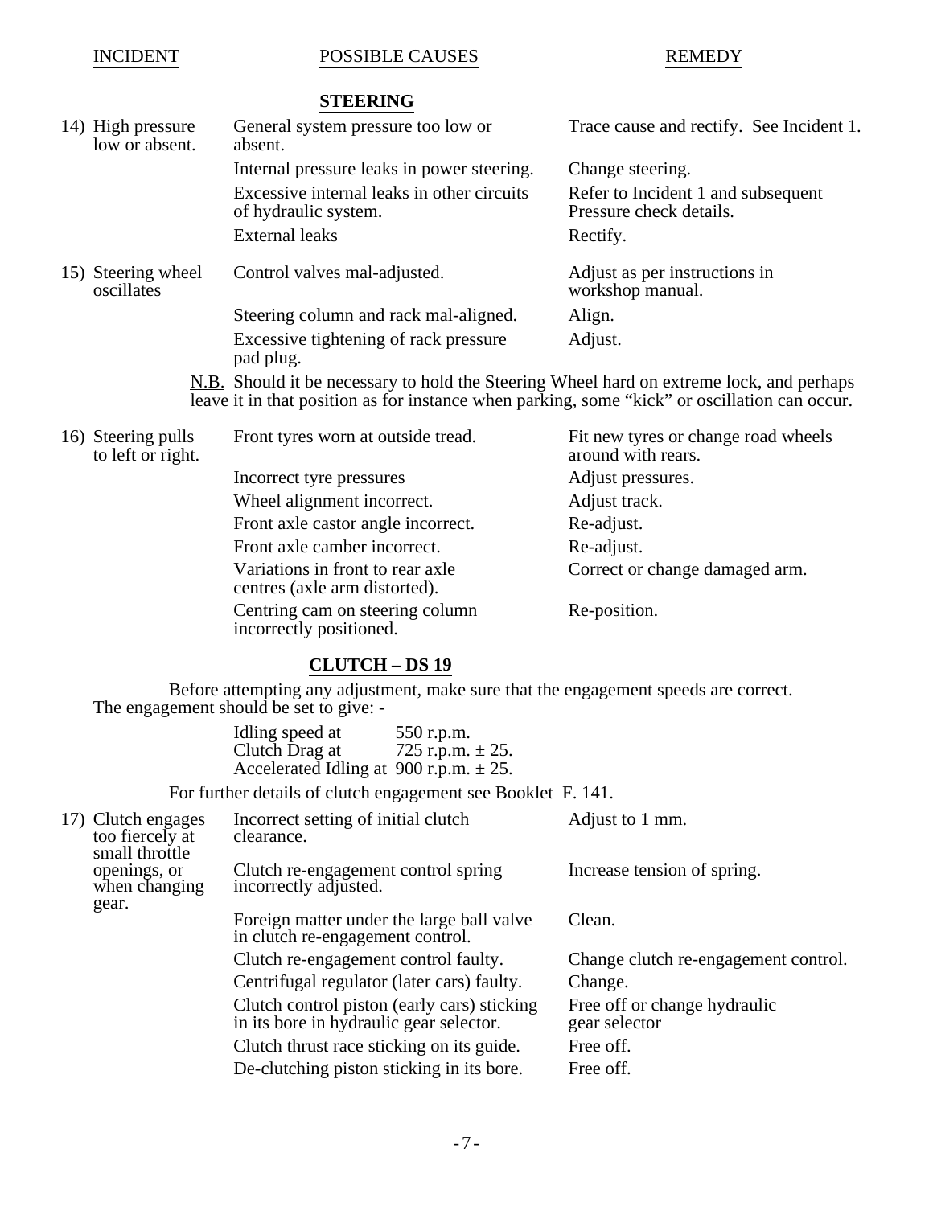| INCIDENT | POSSIBLE CAUSES | REMEDY |
|---|---|---|

## STEERING

| INCIDENT | POSSIBLE CAUSES | REMEDY |
|---|---|---|
| 14) High pressure low or absent. | General system pressure too low or absent. | Trace cause and rectify. See Incident 1. |
| | Internal pressure leaks in power steering. | Change steering. |
| | Excessive internal leaks in other circuits of hydraulic system. | Refer to Incident 1 and subsequent Pressure check details. |
| | External leaks | Rectify. |
| 15) Steering wheel oscillates | Control valves mal-adjusted. | Adjust as per instructions in workshop manual. |
| | Steering column and rack mal-aligned. | Align. |
| | Excessive tightening of rack pressure pad plug. | Adjust. |

N.B. Should it be necessary to hold the Steering Wheel hard on extreme lock, and perhaps leave it in that position as for instance when parking, some "kick" or oscillation can occur.

| INCIDENT | POSSIBLE CAUSES | REMEDY |
|---|---|---|
| 16) Steering pulls to left or right. | Front tyres worn at outside tread. | Fit new tyres or change road wheels around with rears. |
| | Incorrect tyre pressures | Adjust pressures. |
| | Wheel alignment incorrect. | Adjust track. |
| | Front axle castor angle incorrect. | Re-adjust. |
| | Front axle camber incorrect. | Re-adjust. |
| | Variations in front to rear axle centres (axle arm distorted). | Correct or change damaged arm. |
| | Centring cam on steering column incorrectly positioned. | Re-position. |

## CLUTCH – DS 19

Before attempting any adjustment, make sure that the engagement speeds are correct. The engagement should be set to give: -

| | |
|---|---|
| Idling speed at | 550 r.p.m. |
| Clutch Drag at | 725 r.p.m. ± 25. |
| Accelerated Idling at | 900 r.p.m. ± 25. |

For further details of clutch engagement see Booklet F. 141.

| INCIDENT | POSSIBLE CAUSES | REMEDY |
|---|---|---|
| 17) Clutch engages too fiercely at small throttle openings, or when changing gear. | Incorrect setting of initial clutch clearance. | Adjust to 1 mm. |
| | Clutch re-engagement control spring incorrectly adjusted. | Increase tension of spring. |
| | Foreign matter under the large ball valve in clutch re-engagement control. | Clean. |
| | Clutch re-engagement control faulty. | Change clutch re-engagement control. |
| | Centrifugal regulator (later cars) faulty. | Change. |
| | Clutch control piston (early cars) sticking in its bore in hydraulic gear selector. | Free off or change hydraulic gear selector |
| | Clutch thrust race sticking on its guide. | Free off. |
| | De-clutching piston sticking in its bore. | Free off. |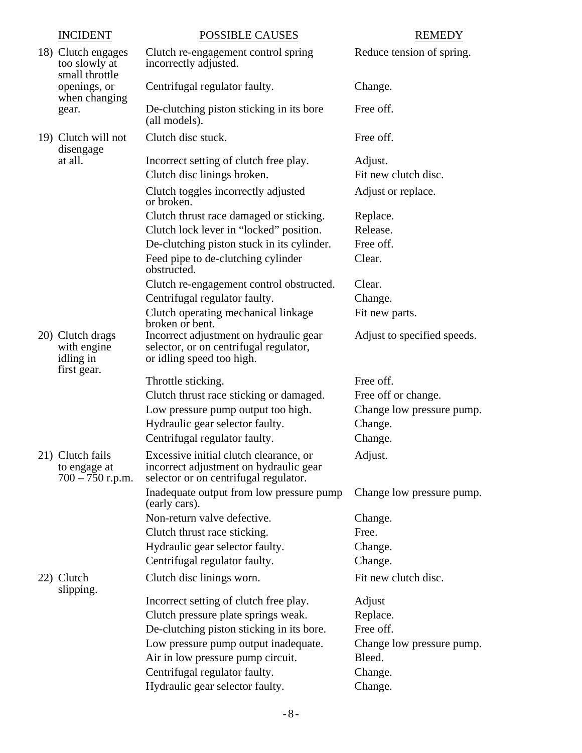| INCIDENT | POSSIBLE CAUSES | REMEDY |
|---|---|---|
| 18) Clutch engages too slowly at small throttle openings, or when changing gear. | Clutch re-engagement control spring incorrectly adjusted. | Reduce tension of spring. |
| | Centrifugal regulator faulty. | Change. |
| | De-clutching piston sticking in its bore (all models). | Free off. |
| 19) Clutch will not disengage at all. | Clutch disc stuck. | Free off. |
| | Incorrect setting of clutch free play. | Adjust. |
| | Clutch disc linings broken. | Fit new clutch disc. |
| | Clutch toggles incorrectly adjusted or broken. | Adjust or replace. |
| | Clutch thrust race damaged or sticking. | Replace. |
| | Clutch lock lever in “locked” position. | Release. |
| | De-clutching piston stuck in its cylinder. | Free off. |
| | Feed pipe to de-clutching cylinder obstructed. | Clear. |
| | Clutch re-engagement control obstructed. | Clear. |
| | Centrifugal regulator faulty. | Change. |
| | Clutch operating mechanical linkage broken or bent. | Fit new parts. |
| 20) Clutch drags with engine idling in first gear. | Incorrect adjustment on hydraulic gear selector, or on centrifugal regulator, or idling speed too high. | Adjust to specified speeds. |
| | Throttle sticking. | Free off. |
| | Clutch thrust race sticking or damaged. | Free off or change. |
| | Low pressure pump output too high. | Change low pressure pump. |
| | Hydraulic gear selector faulty. | Change. |
| | Centrifugal regulator faulty. | Change. |
| 21) Clutch fails to engage at 700 – 750 r.p.m. | Excessive initial clutch clearance, or incorrect adjustment on hydraulic gear selector or on centrifugal regulator. | Adjust. |
| | Inadequate output from low pressure pump (early cars). | Change low pressure pump. |
| | Non-return valve defective. | Change. |
| | Clutch thrust race sticking. | Free. |
| | Hydraulic gear selector faulty. | Change. |
| | Centrifugal regulator faulty. | Change. |
| 22) Clutch slipping. | Clutch disc linings worn. | Fit new clutch disc. |
| | Incorrect setting of clutch free play. | Adjust |
| | Clutch pressure plate springs weak. | Replace. |
| | De-clutching piston sticking in its bore. | Free off. |
| | Low pressure pump output inadequate. | Change low pressure pump. |
| | Air in low pressure pump circuit. | Bleed. |
| | Centrifugal regulator faulty. | Change. |
| | Hydraulic gear selector faulty. | Change. |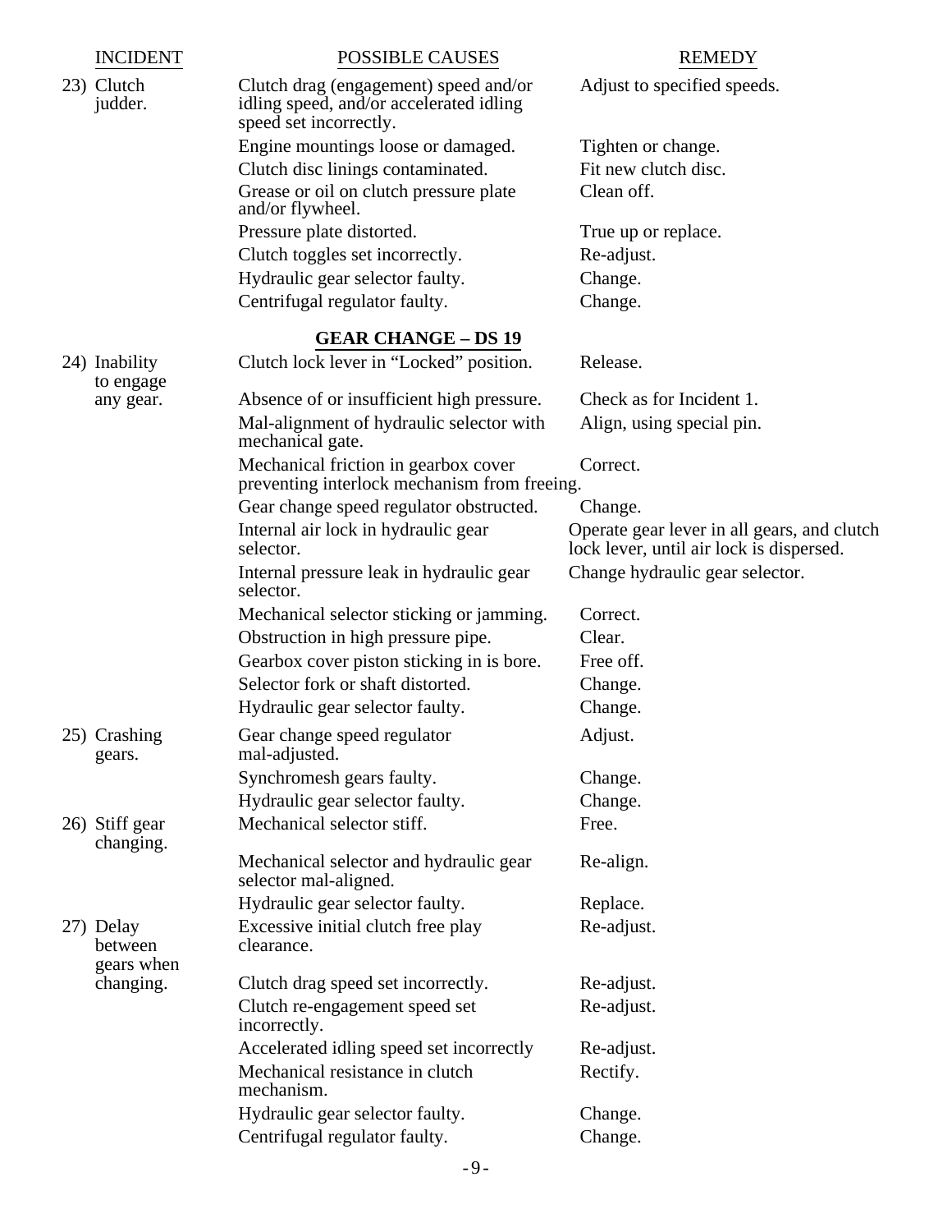| INCIDENT | POSSIBLE CAUSES | REMEDY |
|---|---|---|
| 23) Clutch judder. | Clutch drag (engagement) speed and/or idling speed, and/or accelerated idling speed set incorrectly. | Adjust to specified speeds. |
| | Engine mountings loose or damaged. | Tighten or change. |
| | Clutch disc linings contaminated. | Fit new clutch disc. |
| | Grease or oil on clutch pressure plate and/or flywheel. | Clean off. |
| | Pressure plate distorted. | True up or replace. |
| | Clutch toggles set incorrectly. | Re-adjust. |
| | Hydraulic gear selector faulty. | Change. |
| | Centrifugal regulator faulty. | Change. |

## GEAR CHANGE – DS 19

| INCIDENT | POSSIBLE CAUSES | REMEDY |
|---|---|---|
| 24) Inability to engage any gear. | Clutch lock lever in "Locked" position. | Release. |
| | Absence of or insufficient high pressure. | Check as for Incident 1. |
| | Mal-alignment of hydraulic selector with mechanical gate. | Align, using special pin. |
| | Mechanical friction in gearbox cover preventing interlock mechanism from freeing. | Correct. |
| | Gear change speed regulator obstructed. | Change. |
| | Internal air lock in hydraulic gear selector. | Operate gear lever in all gears, and clutch lock lever, until air lock is dispersed. |
| | Internal pressure leak in hydraulic gear selector. | Change hydraulic gear selector. |
| | Mechanical selector sticking or jamming. | Correct. |
| | Obstruction in high pressure pipe. | Clear. |
| | Gearbox cover piston sticking in is bore. | Free off. |
| | Selector fork or shaft distorted. | Change. |
| | Hydraulic gear selector faulty. | Change. |
| 25) Crashing gears. | Gear change speed regulator mal-adjusted. | Adjust. |
| | Synchromesh gears faulty. | Change. |
| | Hydraulic gear selector faulty. | Change. |
| 26) Stiff gear changing. | Mechanical selector stiff. | Free. |
| | Mechanical selector and hydraulic gear selector mal-aligned. | Re-align. |
| | Hydraulic gear selector faulty. | Replace. |
| 27) Delay between gears when changing. | Excessive initial clutch free play clearance. | Re-adjust. |
| | Clutch drag speed set incorrectly. | Re-adjust. |
| | Clutch re-engagement speed set incorrectly. | Re-adjust. |
| | Accelerated idling speed set incorrectly | Re-adjust. |
| | Mechanical resistance in clutch mechanism. | Rectify. |
| | Hydraulic gear selector faulty. | Change. |
| | Centrifugal regulator faulty. | Change. |